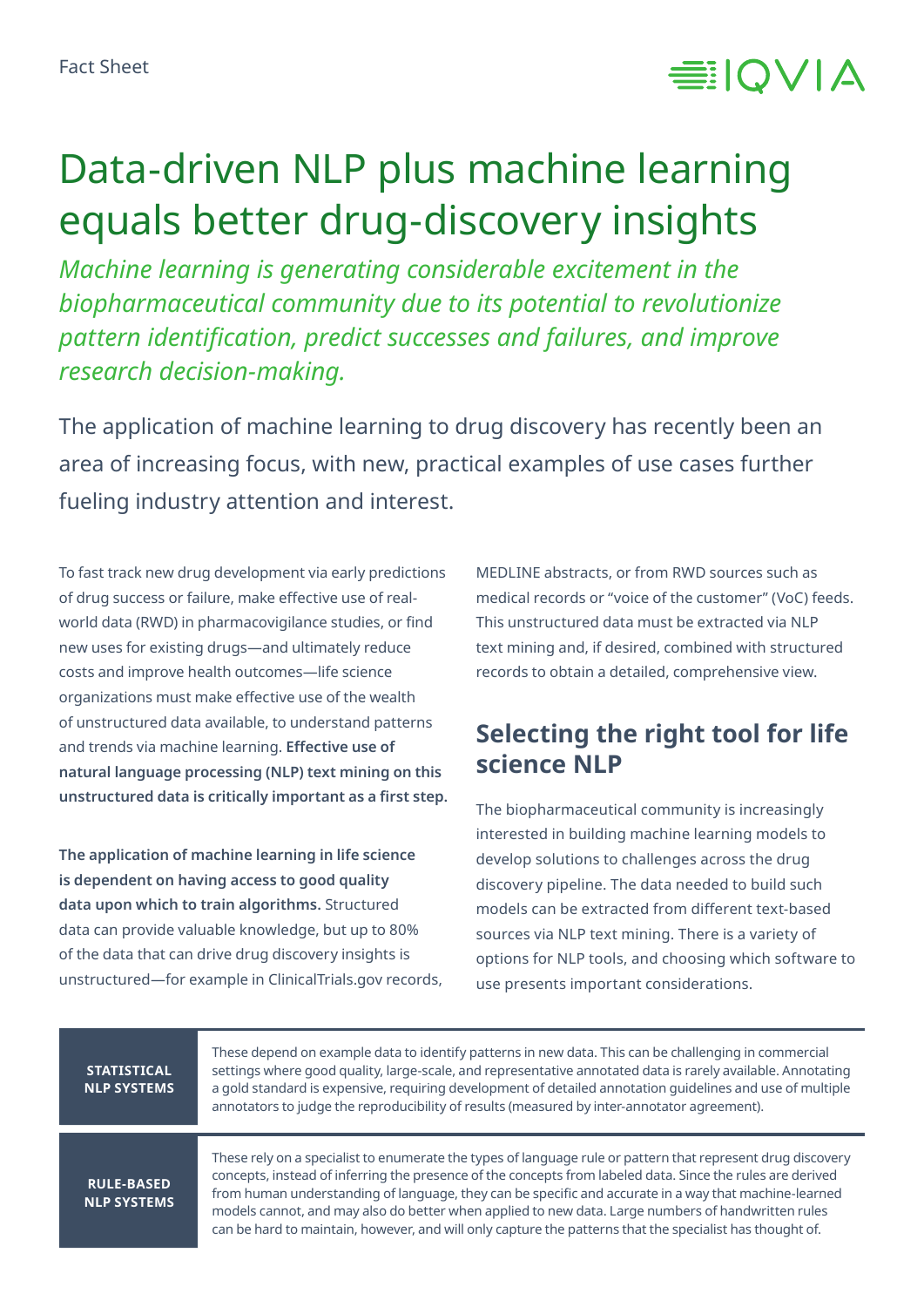Fact Sheet

# Data-driven NLP plus machine learning equals better drug-discovery insights

*Machine learning is generating considerable excitement in the biopharmaceutical community due to its potential to revolutionize pattern identification, predict successes and failures, and improve research decision-making.*

The application of machine learning to drug discovery has recently been an area of increasing focus, with new, practical examples of use cases further fueling industry attention and interest.

To fast track new drug development via early predictions of drug success or failure, make effective use of real-world data (RWD) in pharmacovigilance studies, or find new uses for existing drugs—and ultimately reduce costs and improve health outcomes—life science organizations must make effective use of the wealth of unstructured data available, to understand patterns and trends via machine learning. **Effective use of natural language processing (NLP) text mining on this unstructured data is critically important as a first step.**

**The application of machine learning in life science is dependent on having access to good quality data upon which to train algorithms.** Structured data can provide valuable knowledge, but up to 80% of the data that can drive drug discovery insights is unstructured—for example in ClinicalTrials.gov records, MEDLINE abstracts, or from RWD sources such as medical records or "voice of the customer" (VoC) feeds. This unstructured data must be extracted via NLP text mining and, if desired, combined with structured records to obtain a detailed, comprehensive view.

## Selecting the right tool for life science NLP

The biopharmaceutical community is increasingly interested in building machine learning models to develop solutions to challenges across the drug discovery pipeline. The data needed to build such models can be extracted from different text-based sources via NLP text mining. There is a variety of options for NLP tools, and choosing which software to use presents important considerations.

| | |
|---|---|
| **STATISTICAL NLP SYSTEMS** | These depend on example data to identify patterns in new data. This can be challenging in commercial settings where good quality, large-scale, and representative annotated data is rarely available. Annotating a gold standard is expensive, requiring development of detailed annotation guidelines and use of multiple annotators to judge the reproducibility of results (measured by inter-annotator agreement). |
| **RULE-BASED NLP SYSTEMS** | These rely on a specialist to enumerate the types of language rule or pattern that represent drug discovery concepts, instead of inferring the presence of the concepts from labeled data. Since the rules are derived from human understanding of language, they can be specific and accurate in a way that machine-learned models cannot, and may also do better when applied to new data. Large numbers of handwritten rules can be hard to maintain, however, and will only capture the patterns that the specialist has thought of. |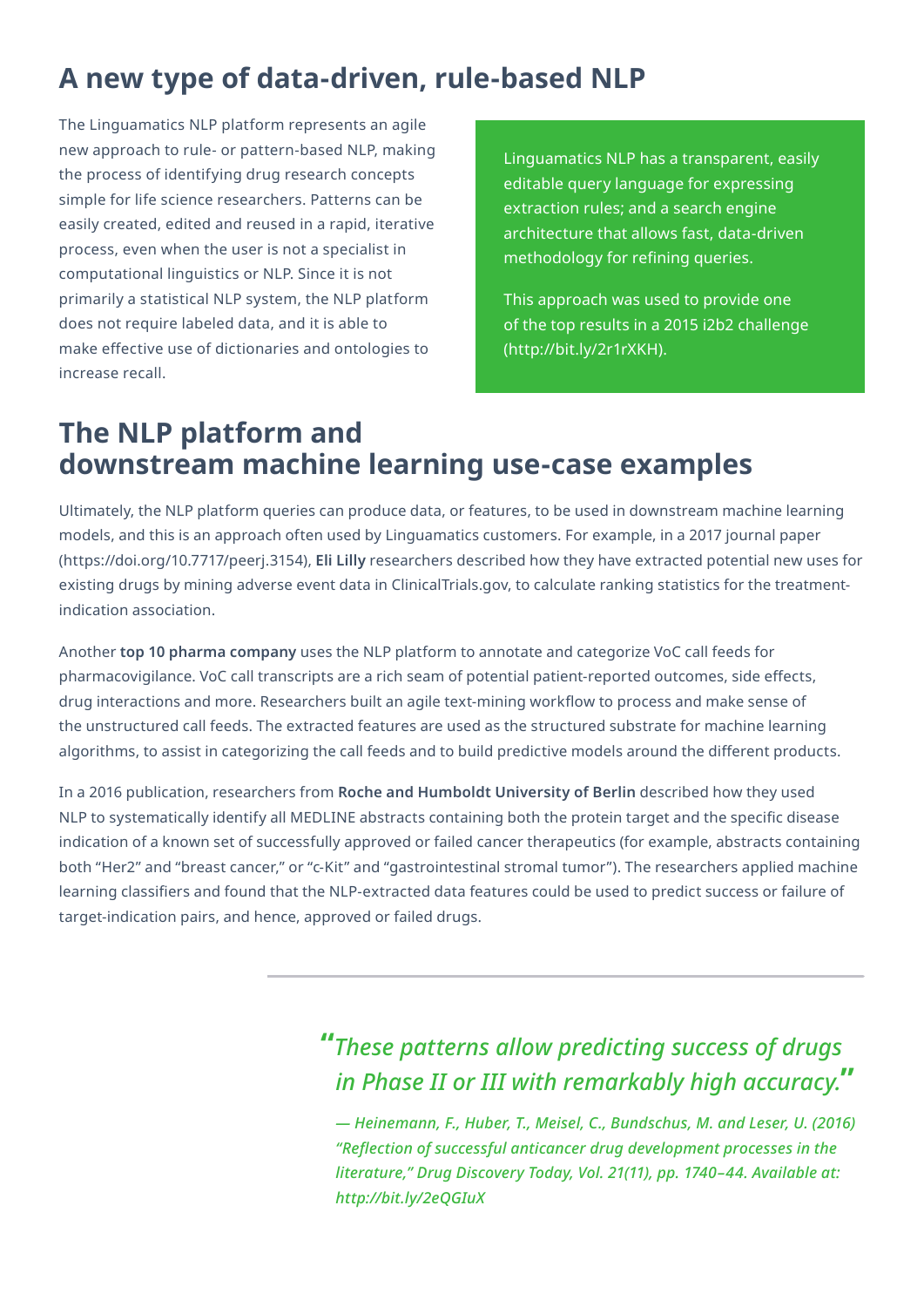## A new type of data-driven, rule-based NLP

The Linguamatics NLP platform represents an agile new approach to rule- or pattern-based NLP, making the process of identifying drug research concepts simple for life science researchers. Patterns can be easily created, edited and reused in a rapid, iterative process, even when the user is not a specialist in computational linguistics or NLP. Since it is not primarily a statistical NLP system, the NLP platform does not require labeled data, and it is able to make effective use of dictionaries and ontologies to increase recall.

Linguamatics NLP has a transparent, easily editable query language for expressing extraction rules; and a search engine architecture that allows fast, data-driven methodology for refining queries.

This approach was used to provide one of the top results in a 2015 i2b2 challenge (http://bit.ly/2r1rXKH).

## The NLP platform and downstream machine learning use-case examples

Ultimately, the NLP platform queries can produce data, or features, to be used in downstream machine learning models, and this is an approach often used by Linguamatics customers. For example, in a 2017 journal paper (https://doi.org/10.7717/peerj.3154), **Eli Lilly** researchers described how they have extracted potential new uses for existing drugs by mining adverse event data in ClinicalTrials.gov, to calculate ranking statistics for the treatment-indication association.

Another **top 10 pharma company** uses the NLP platform to annotate and categorize VoC call feeds for pharmacovigilance. VoC call transcripts are a rich seam of potential patient-reported outcomes, side effects, drug interactions and more. Researchers built an agile text-mining workflow to process and make sense of the unstructured call feeds. The extracted features are used as the structured substrate for machine learning algorithms, to assist in categorizing the call feeds and to build predictive models around the different products.

In a 2016 publication, researchers from **Roche and Humboldt University of Berlin** described how they used NLP to systematically identify all MEDLINE abstracts containing both the protein target and the specific disease indication of a known set of successfully approved or failed cancer therapeutics (for example, abstracts containing both "Her2" and "breast cancer," or "c-Kit" and "gastrointestinal stromal tumor"). The researchers applied machine learning classifiers and found that the NLP-extracted data features could be used to predict success or failure of target-indication pairs, and hence, approved or failed drugs.

> *"These patterns allow predicting success of drugs in Phase II or III with remarkably high accuracy."*
>
> *— Heinemann, F., Huber, T., Meisel, C., Bundschus, M. and Leser, U. (2016) "Reflection of successful anticancer drug development processes in the literature," Drug Discovery Today, Vol. 21(11), pp. 1740–44. Available at: http://bit.ly/2eQGIuX*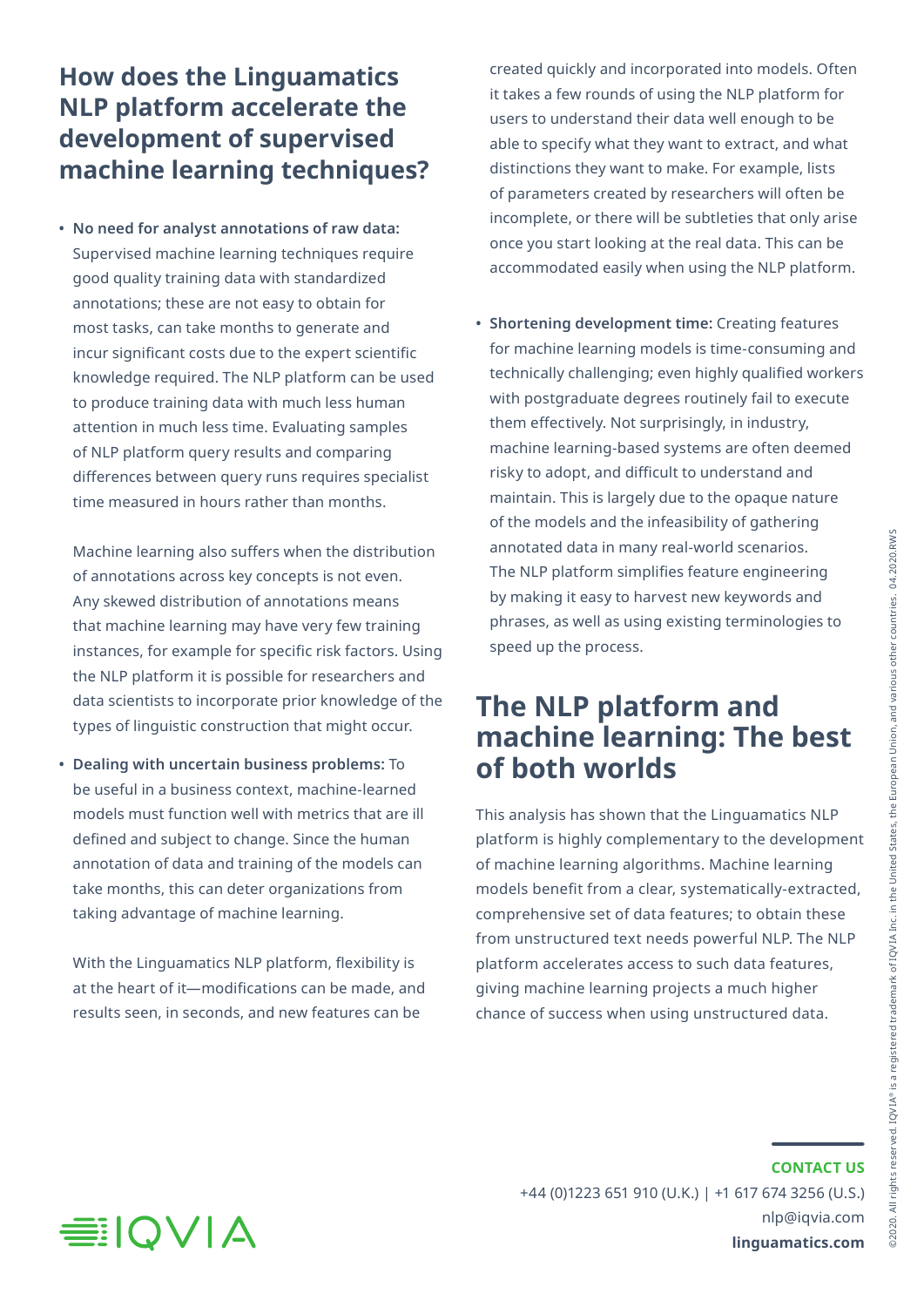## How does the Linguamatics NLP platform accelerate the development of supervised machine learning techniques?

- **No need for analyst annotations of raw data:** Supervised machine learning techniques require good quality training data with standardized annotations; these are not easy to obtain for most tasks, can take months to generate and incur significant costs due to the expert scientific knowledge required. The NLP platform can be used to produce training data with much less human attention in much less time. Evaluating samples of NLP platform query results and comparing differences between query runs requires specialist time measured in hours rather than months.

  Machine learning also suffers when the distribution of annotations across key concepts is not even. Any skewed distribution of annotations means that machine learning may have very few training instances, for example for specific risk factors. Using the NLP platform it is possible for researchers and data scientists to incorporate prior knowledge of the types of linguistic construction that might occur.

- **Dealing with uncertain business problems:** To be useful in a business context, machine-learned models must function well with metrics that are ill defined and subject to change. Since the human annotation of data and training of the models can take months, this can deter organizations from taking advantage of machine learning.

  With the Linguamatics NLP platform, flexibility is at the heart of it—modifications can be made, and results seen, in seconds, and new features can be created quickly and incorporated into models. Often it takes a few rounds of using the NLP platform for users to understand their data well enough to be able to specify what they want to extract, and what distinctions they want to make. For example, lists of parameters created by researchers will often be incomplete, or there will be subtleties that only arise once you start looking at the real data. This can be accommodated easily when using the NLP platform.

- **Shortening development time:** Creating features for machine learning models is time-consuming and technically challenging; even highly qualified workers with postgraduate degrees routinely fail to execute them effectively. Not surprisingly, in industry, machine learning-based systems are often deemed risky to adopt, and difficult to understand and maintain. This is largely due to the opaque nature of the models and the infeasibility of gathering annotated data in many real-world scenarios. The NLP platform simplifies feature engineering by making it easy to harvest new keywords and phrases, as well as using existing terminologies to speed up the process.

## The NLP platform and machine learning: The best of both worlds

This analysis has shown that the Linguamatics NLP platform is highly complementary to the development of machine learning algorithms. Machine learning models benefit from a clear, systematically-extracted, comprehensive set of data features; to obtain these from unstructured text needs powerful NLP. The NLP platform accelerates access to such data features, giving machine learning projects a much higher chance of success when using unstructured data.

**CONTACT US**

+44 (0)1223 651 910 (U.K.) | +1 617 674 3256 (U.S.)

nlp@iqvia.com

**linguamatics.com**

IQVIA

©2020. All rights reserved. IQVIA® is a registered trademark of IQVIA Inc. in the United States, the European Union, and various other countries. 04.2020.RWS